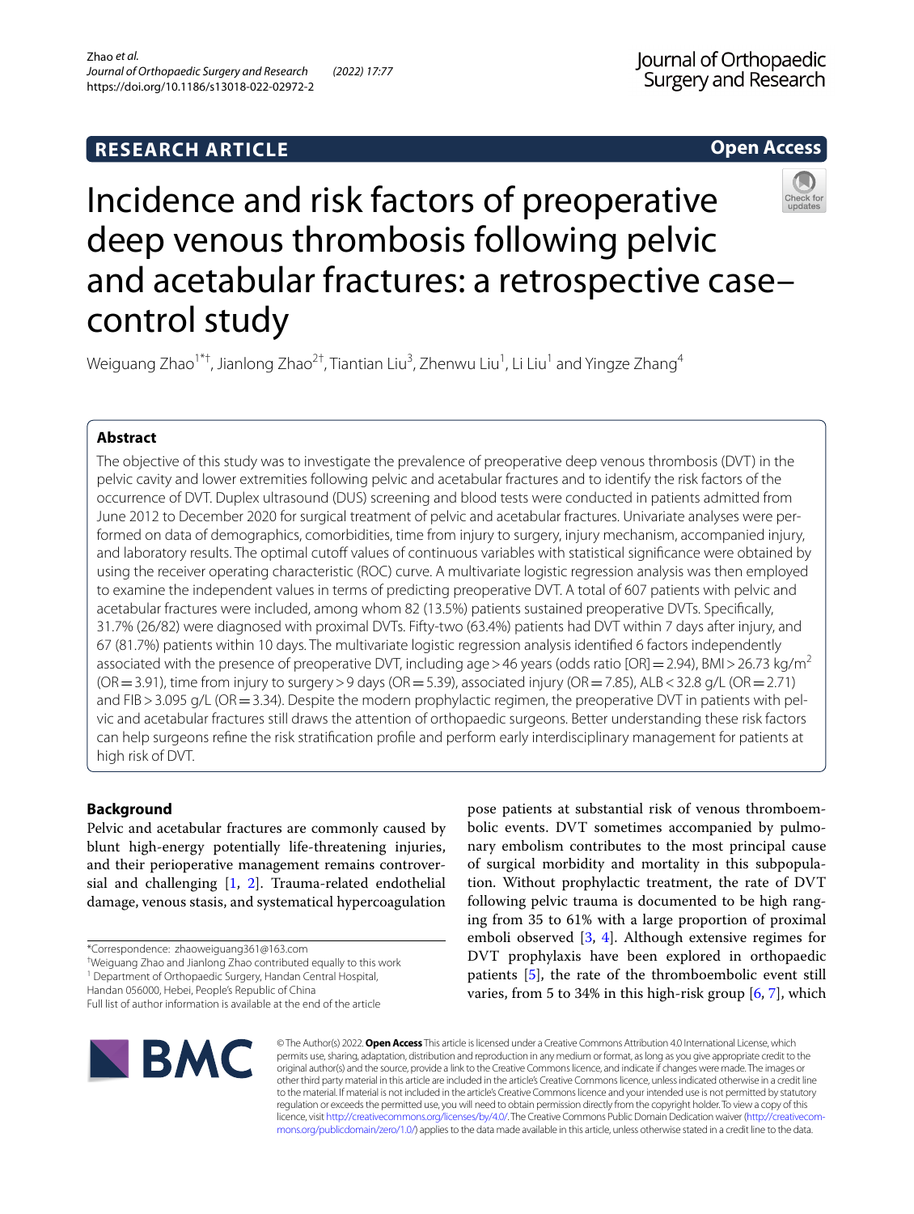RESEARCH ARTICLE

Open Access

# Incidence and risk factors of preoperative deep venous thrombosis following pelvic and acetabular fractures: a retrospective case–control study

Weiguang Zhao[1*†], Jianlong Zhao[2†], Tiantian Liu[3], Zhenwu Liu[1], Li Liu[1] and Yingze Zhang[4]

## Abstract

The objective of this study was to investigate the prevalence of preoperative deep venous thrombosis (DVT) in the pelvic cavity and lower extremities following pelvic and acetabular fractures and to identify the risk factors of the occurrence of DVT. Duplex ultrasound (DUS) screening and blood tests were conducted in patients admitted from June 2012 to December 2020 for surgical treatment of pelvic and acetabular fractures. Univariate analyses were performed on data of demographics, comorbidities, time from injury to surgery, injury mechanism, accompanied injury, and laboratory results. The optimal cutoff values of continuous variables with statistical significance were obtained by using the receiver operating characteristic (ROC) curve. A multivariate logistic regression analysis was then employed to examine the independent values in terms of predicting preoperative DVT. A total of 607 patients with pelvic and acetabular fractures were included, among whom 82 (13.5%) patients sustained preoperative DVTs. Specifically, 31.7% (26/82) were diagnosed with proximal DVTs. Fifty-two (63.4%) patients had DVT within 7 days after injury, and 67 (81.7%) patients within 10 days. The multivariate logistic regression analysis identified 6 factors independently associated with the presence of preoperative DVT, including age > 46 years (odds ratio [OR] = 2.94), BMI > 26.73 kg/m$^2$ (OR = 3.91), time from injury to surgery > 9 days (OR = 5.39), associated injury (OR = 7.85), ALB < 32.8 g/L (OR = 2.71) and FIB > 3.095 g/L (OR = 3.34). Despite the modern prophylactic regimen, the preoperative DVT in patients with pelvic and acetabular fractures still draws the attention of orthopaedic surgeons. Better understanding these risk factors can help surgeons refine the risk stratification profile and perform early interdisciplinary management for patients at high risk of DVT.

## Background

Pelvic and acetabular fractures are commonly caused by blunt high-energy potentially life-threatening injuries, and their perioperative management remains controversial and challenging [1, 2]. Trauma-related endothelial damage, venous stasis, and systematical hypercoagulation pose patients at substantial risk of venous thromboembolic events. DVT sometimes accompanied by pulmonary embolism contributes to the most principal cause of surgical morbidity and mortality in this subpopulation. Without prophylactic treatment, the rate of DVT following pelvic trauma is documented to be high ranging from 35 to 61% with a large proportion of proximal emboli observed [3, 4]. Although extensive regimes for DVT prophylaxis have been explored in orthopaedic patients [5], the rate of the thromboembolic event still varies, from 5 to 34% in this high-risk group [6, 7], which

*Correspondence: zhaoweiguang361@163.com

†Weiguang Zhao and Jianlong Zhao contributed equally to this work

[1] Department of Orthopaedic Surgery, Handan Central Hospital, Handan 056000, Hebei, People's Republic of China

Full list of author information is available at the end of the article

© The Author(s) 2022. **Open Access** This article is licensed under a Creative Commons Attribution 4.0 International License, which permits use, sharing, adaptation, distribution and reproduction in any medium or format, as long as you give appropriate credit to the original author(s) and the source, provide a link to the Creative Commons licence, and indicate if changes were made. The images or other third party material in this article are included in the article's Creative Commons licence, unless indicated otherwise in a credit line to the material. If material is not included in the article's Creative Commons licence and your intended use is not permitted by statutory regulation or exceeds the permitted use, you will need to obtain permission directly from the copyright holder. To view a copy of this licence, visit http://creativecommons.org/licenses/by/4.0/. The Creative Commons Public Domain Dedication waiver (http://creativecommons.org/publicdomain/zero/1.0/) applies to the data made available in this article, unless otherwise stated in a credit line to the data.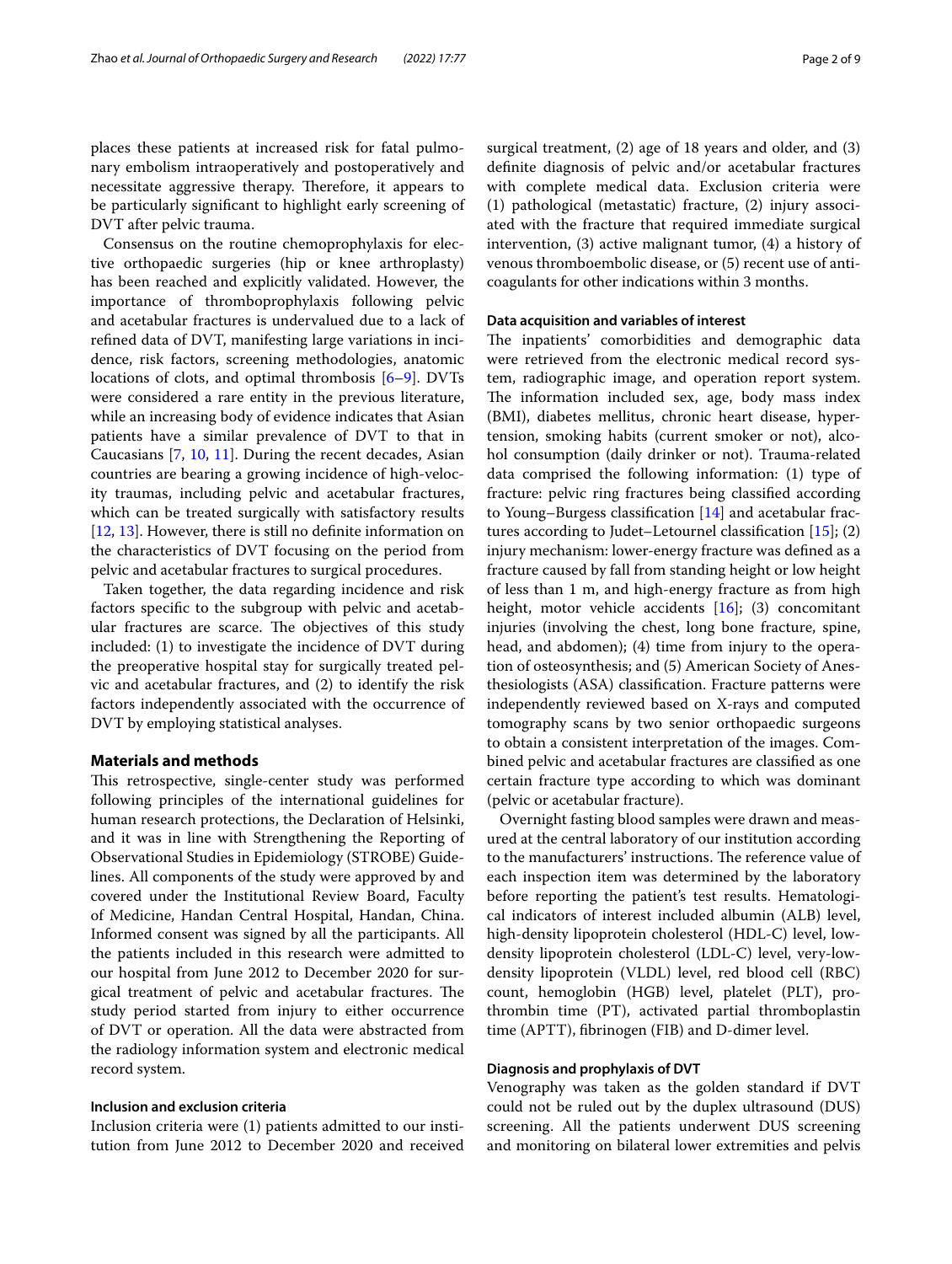places these patients at increased risk for fatal pulmonary embolism intraoperatively and postoperatively and necessitate aggressive therapy. Therefore, it appears to be particularly significant to highlight early screening of DVT after pelvic trauma.

Consensus on the routine chemoprophylaxis for elective orthopaedic surgeries (hip or knee arthroplasty) has been reached and explicitly validated. However, the importance of thromboprophylaxis following pelvic and acetabular fractures is undervalued due to a lack of refined data of DVT, manifesting large variations in incidence, risk factors, screening methodologies, anatomic locations of clots, and optimal thrombosis [6–9]. DVTs were considered a rare entity in the previous literature, while an increasing body of evidence indicates that Asian patients have a similar prevalence of DVT to that in Caucasians [7, 10, 11]. During the recent decades, Asian countries are bearing a growing incidence of high-velocity traumas, including pelvic and acetabular fractures, which can be treated surgically with satisfactory results [12, 13]. However, there is still no definite information on the characteristics of DVT focusing on the period from pelvic and acetabular fractures to surgical procedures.

Taken together, the data regarding incidence and risk factors specific to the subgroup with pelvic and acetabular fractures are scarce. The objectives of this study included: (1) to investigate the incidence of DVT during the preoperative hospital stay for surgically treated pelvic and acetabular fractures, and (2) to identify the risk factors independently associated with the occurrence of DVT by employing statistical analyses.

## Materials and methods

This retrospective, single-center study was performed following principles of the international guidelines for human research protections, the Declaration of Helsinki, and it was in line with Strengthening the Reporting of Observational Studies in Epidemiology (STROBE) Guidelines. All components of the study were approved by and covered under the Institutional Review Board, Faculty of Medicine, Handan Central Hospital, Handan, China. Informed consent was signed by all the participants. All the patients included in this research were admitted to our hospital from June 2012 to December 2020 for surgical treatment of pelvic and acetabular fractures. The study period started from injury to either occurrence of DVT or operation. All the data were abstracted from the radiology information system and electronic medical record system.

### Inclusion and exclusion criteria

Inclusion criteria were (1) patients admitted to our institution from June 2012 to December 2020 and received surgical treatment, (2) age of 18 years and older, and (3) definite diagnosis of pelvic and/or acetabular fractures with complete medical data. Exclusion criteria were (1) pathological (metastatic) fracture, (2) injury associated with the fracture that required immediate surgical intervention, (3) active malignant tumor, (4) a history of venous thromboembolic disease, or (5) recent use of anticoagulants for other indications within 3 months.

### Data acquisition and variables of interest

The inpatients' comorbidities and demographic data were retrieved from the electronic medical record system, radiographic image, and operation report system. The information included sex, age, body mass index (BMI), diabetes mellitus, chronic heart disease, hypertension, smoking habits (current smoker or not), alcohol consumption (daily drinker or not). Trauma-related data comprised the following information: (1) type of fracture: pelvic ring fractures being classified according to Young–Burgess classification [14] and acetabular fractures according to Judet–Letournel classification [15]; (2) injury mechanism: lower-energy fracture was defined as a fracture caused by fall from standing height or low height of less than 1 m, and high-energy fracture as from high height, motor vehicle accidents [16]; (3) concomitant injuries (involving the chest, long bone fracture, spine, head, and abdomen); (4) time from injury to the operation of osteosynthesis; and (5) American Society of Anesthesiologists (ASA) classification. Fracture patterns were independently reviewed based on X-rays and computed tomography scans by two senior orthopaedic surgeons to obtain a consistent interpretation of the images. Combined pelvic and acetabular fractures are classified as one certain fracture type according to which was dominant (pelvic or acetabular fracture).

Overnight fasting blood samples were drawn and measured at the central laboratory of our institution according to the manufacturers' instructions. The reference value of each inspection item was determined by the laboratory before reporting the patient's test results. Hematological indicators of interest included albumin (ALB) level, high-density lipoprotein cholesterol (HDL-C) level, low-density lipoprotein cholesterol (LDL-C) level, very-low-density lipoprotein (VLDL) level, red blood cell (RBC) count, hemoglobin (HGB) level, platelet (PLT), prothrombin time (PT), activated partial thromboplastin time (APTT), fibrinogen (FIB) and D-dimer level.

### Diagnosis and prophylaxis of DVT

Venography was taken as the golden standard if DVT could not be ruled out by the duplex ultrasound (DUS) screening. All the patients underwent DUS screening and monitoring on bilateral lower extremities and pelvis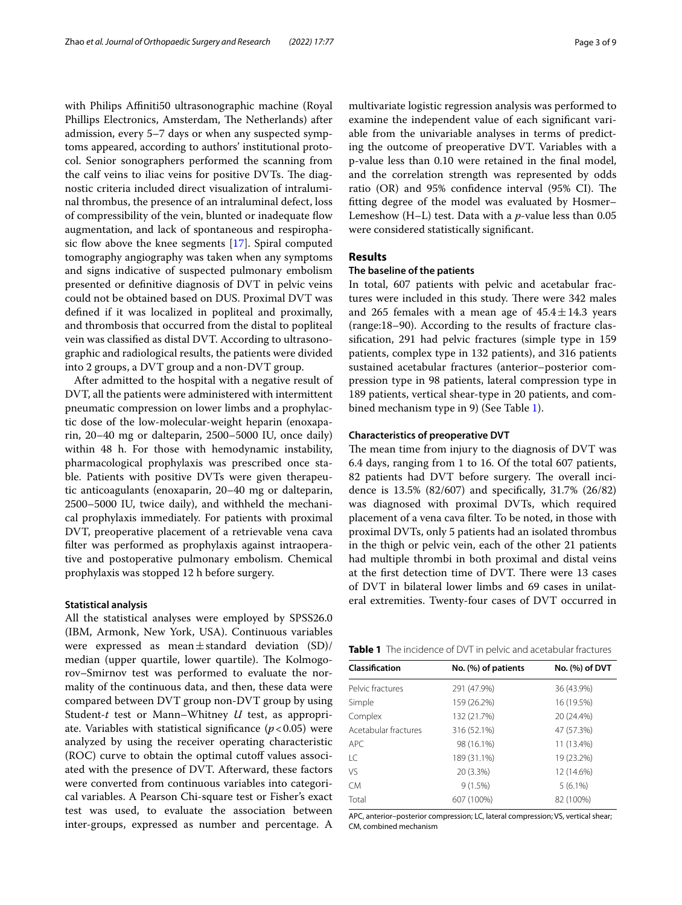with Philips Affiniti50 ultrasonographic machine (Royal Phillips Electronics, Amsterdam, The Netherlands) after admission, every 5–7 days or when any suspected symptoms appeared, according to authors' institutional protocol. Senior sonographers performed the scanning from the calf veins to iliac veins for positive DVTs. The diagnostic criteria included direct visualization of intraluminal thrombus, the presence of an intraluminal defect, loss of compressibility of the vein, blunted or inadequate flow augmentation, and lack of spontaneous and respirophasic flow above the knee segments [17]. Spiral computed tomography angiography was taken when any symptoms and signs indicative of suspected pulmonary embolism presented or definitive diagnosis of DVT in pelvic veins could not be obtained based on DUS. Proximal DVT was defined if it was localized in popliteal and proximally, and thrombosis that occurred from the distal to popliteal vein was classified as distal DVT. According to ultrasonographic and radiological results, the patients were divided into 2 groups, a DVT group and a non-DVT group.

After admitted to the hospital with a negative result of DVT, all the patients were administered with intermittent pneumatic compression on lower limbs and a prophylactic dose of the low-molecular-weight heparin (enoxaparin, 20–40 mg or dalteparin, 2500–5000 IU, once daily) within 48 h. For those with hemodynamic instability, pharmacological prophylaxis was prescribed once stable. Patients with positive DVTs were given therapeutic anticoagulants (enoxaparin, 20–40 mg or dalteparin, 2500–5000 IU, twice daily), and withheld the mechanical prophylaxis immediately. For patients with proximal DVT, preoperative placement of a retrievable vena cava filter was performed as prophylaxis against intraoperative and postoperative pulmonary embolism. Chemical prophylaxis was stopped 12 h before surgery.

### Statistical analysis

All the statistical analyses were employed by SPSS26.0 (IBM, Armonk, New York, USA). Continuous variables were expressed as mean ± standard deviation (SD)/median (upper quartile, lower quartile). The Kolmogorov–Smirnov test was performed to evaluate the normality of the continuous data, and then, these data were compared between DVT group non-DVT group by using Student-*t* test or Mann–Whitney *U* test, as appropriate. Variables with statistical significance ($p < 0.05$) were analyzed by using the receiver operating characteristic (ROC) curve to obtain the optimal cutoff values associated with the presence of DVT. Afterward, these factors were converted from continuous variables into categorical variables. A Pearson Chi-square test or Fisher's exact test was used, to evaluate the association between inter-groups, expressed as number and percentage. A multivariate logistic regression analysis was performed to examine the independent value of each significant variable from the univariable analyses in terms of predicting the outcome of preoperative DVT. Variables with a p-value less than 0.10 were retained in the final model, and the correlation strength was represented by odds ratio (OR) and 95% confidence interval (95% CI). The fitting degree of the model was evaluated by Hosmer–Lemeshow (H–L) test. Data with a *p*-value less than 0.05 were considered statistically significant.

## Results

### The baseline of the patients

In total, 607 patients with pelvic and acetabular fractures were included in this study. There were 342 males and 265 females with a mean age of $45.4 \pm 14.3$ years (range:18–90). According to the results of fracture classification, 291 had pelvic fractures (simple type in 159 patients, complex type in 132 patients), and 316 patients sustained acetabular fractures (anterior–posterior compression type in 98 patients, lateral compression type in 189 patients, vertical shear-type in 20 patients, and combined mechanism type in 9) (See Table 1).

### Characteristics of preoperative DVT

The mean time from injury to the diagnosis of DVT was 6.4 days, ranging from 1 to 16. Of the total 607 patients, 82 patients had DVT before surgery. The overall incidence is 13.5% (82/607) and specifically, 31.7% (26/82) was diagnosed with proximal DVTs, which required placement of a vena cava filter. To be noted, in those with proximal DVTs, only 5 patients had an isolated thrombus in the thigh or pelvic vein, each of the other 21 patients had multiple thrombi in both proximal and distal veins at the first detection time of DVT. There were 13 cases of DVT in bilateral lower limbs and 69 cases in unilateral extremities. Twenty-four cases of DVT occurred in

**Table 1** The incidence of DVT in pelvic and acetabular fractures

| Classification | No. (%) of patients | No. (%) of DVT |
|---|---|---|
| Pelvic fractures | 291 (47.9%) | 36 (43.9%) |
| Simple | 159 (26.2%) | 16 (19.5%) |
| Complex | 132 (21.7%) | 20 (24.4%) |
| Acetabular fractures | 316 (52.1%) | 47 (57.3%) |
| APC | 98 (16.1%) | 11 (13.4%) |
| LC | 189 (31.1%) | 19 (23.2%) |
| VS | 20 (3.3%) | 12 (14.6%) |
| CM | 9 (1.5%) | 5 (6.1%) |
| Total | 607 (100%) | 82 (100%) |

APC, anterior–posterior compression; LC, lateral compression; VS, vertical shear; CM, combined mechanism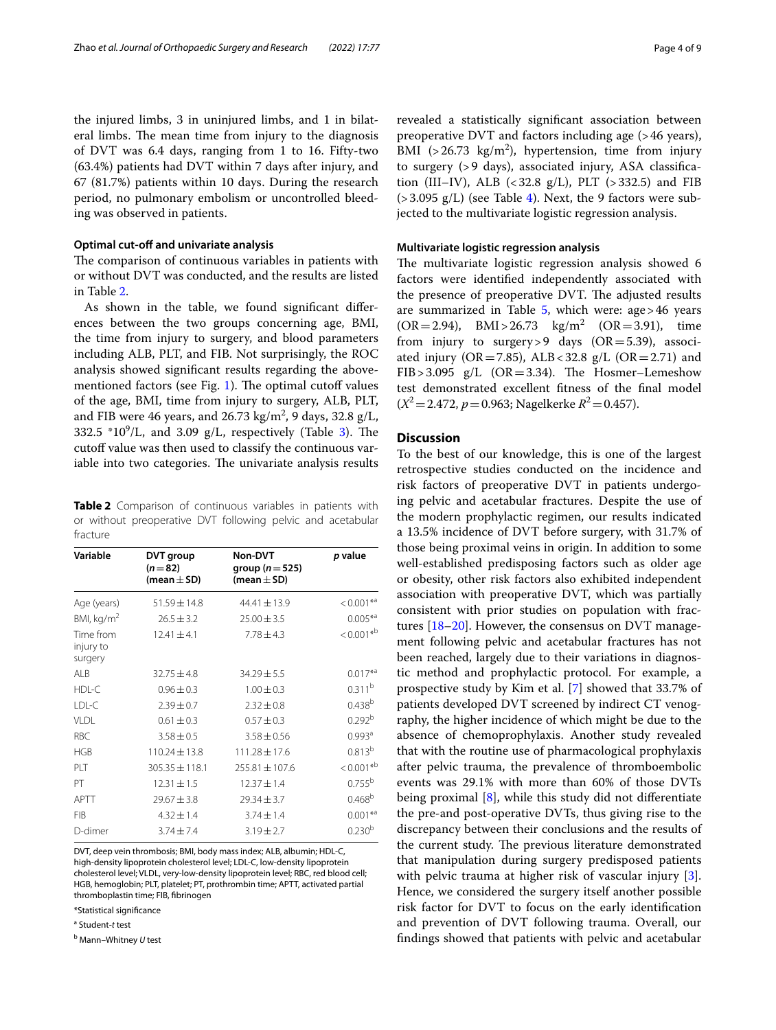the injured limbs, 3 in uninjured limbs, and 1 in bilateral limbs. The mean time from injury to the diagnosis of DVT was 6.4 days, ranging from 1 to 16. Fifty-two (63.4%) patients had DVT within 7 days after injury, and 67 (81.7%) patients within 10 days. During the research period, no pulmonary embolism or uncontrolled bleeding was observed in patients.

### Optimal cut-off and univariate analysis

The comparison of continuous variables in patients with or without DVT was conducted, and the results are listed in Table 2.

As shown in the table, we found significant differences between the two groups concerning age, BMI, the time from injury to surgery, and blood parameters including ALB, PLT, and FIB. Not surprisingly, the ROC analysis showed significant results regarding the above-mentioned factors (see Fig. 1). The optimal cutoff values of the age, BMI, time from injury to surgery, ALB, PLT, and FIB were 46 years, and 26.73 kg/m$^2$, 9 days, 32.8 g/L, 332.5 *10$^9$/L, and 3.09 g/L, respectively (Table 3). The cutoff value was then used to classify the continuous variable into two categories. The univariate analysis results revealed a statistically significant association between preoperative DVT and factors including age (>46 years), BMI (>26.73 kg/m$^2$), hypertension, time from injury to surgery (>9 days), associated injury, ASA classification (III–IV), ALB (<32.8 g/L), PLT (>332.5) and FIB (>3.095 g/L) (see Table 4). Next, the 9 factors were subjected to the multivariate logistic regression analysis.

**Table 2** Comparison of continuous variables in patients with or without preoperative DVT following pelvic and acetabular fracture

| Variable | DVT group (n = 82) (mean ± SD) | Non-DVT group (n = 525) (mean ± SD) | p value |
|---|---|---|---|
| Age (years) | 51.59 ± 14.8 | 44.41 ± 13.9 | < 0.001*[a] |
| BMI, kg/m$^2$ | 26.5 ± 3.2 | 25.00 ± 3.5 | 0.005*[a] |
| Time from injury to surgery | 12.41 ± 4.1 | 7.78 ± 4.3 | < 0.001*[b] |
| ALB | 32.75 ± 4.8 | 34.29 ± 5.5 | 0.017*[a] |
| HDL-C | 0.96 ± 0.3 | 1.00 ± 0.3 | 0.311[b] |
| LDL-C | 2.39 ± 0.7 | 2.32 ± 0.8 | 0.438[b] |
| VLDL | 0.61 ± 0.3 | 0.57 ± 0.3 | 0.292[b] |
| RBC | 3.58 ± 0.5 | 3.58 ± 0.56 | 0.993[a] |
| HGB | 110.24 ± 13.8 | 111.28 ± 17.6 | 0.813[b] |
| PLT | 305.35 ± 118.1 | 255.81 ± 107.6 | < 0.001*[b] |
| PT | 12.31 ± 1.5 | 12.37 ± 1.4 | 0.755[b] |
| APTT | 29.67 ± 3.8 | 29.34 ± 3.7 | 0.468[b] |
| FIB | 4.32 ± 1.4 | 3.74 ± 1.4 | 0.001*[a] |
| D-dimer | 3.74 ± 7.4 | 3.19 ± 2.7 | 0.230[b] |

DVT, deep vein thrombosis; BMI, body mass index; ALB, albumin; HDL-C, high-density lipoprotein cholesterol level; LDL-C, low-density lipoprotein cholesterol level; VLDL, very-low-density lipoprotein level; RBC, red blood cell; HGB, hemoglobin; PLT, platelet; PT, prothrombin time; APTT, activated partial thromboplastin time; FIB, fibrinogen

*Statistical significance

[a] Student-*t* test

[b] Mann–Whitney *U* test

### Multivariate logistic regression analysis

The multivariate logistic regression analysis showed 6 factors were identified independently associated with the presence of preoperative DVT. The adjusted results are summarized in Table 5, which were: age > 46 years (OR = 2.94), BMI > 26.73 kg/m$^2$ (OR = 3.91), time from injury to surgery > 9 days (OR = 5.39), associated injury (OR = 7.85), ALB < 32.8 g/L (OR = 2.71) and FIB > 3.095 g/L (OR = 3.34). The Hosmer–Lemeshow test demonstrated excellent fitness of the final model ($X^2 = 2.472$, $p = 0.963$; Nagelkerke $R^2 = 0.457$).

## Discussion

To the best of our knowledge, this is one of the largest retrospective studies conducted on the incidence and risk factors of preoperative DVT in patients undergoing pelvic and acetabular fractures. Despite the use of the modern prophylactic regimen, our results indicated a 13.5% incidence of DVT before surgery, with 31.7% of those being proximal veins in origin. In addition to some well-established predisposing factors such as older age or obesity, other risk factors also exhibited independent association with preoperative DVT, which was partially consistent with prior studies on population with fractures [18–20]. However, the consensus on DVT management following pelvic and acetabular fractures has not been reached, largely due to their variations in diagnostic method and prophylactic protocol. For example, a prospective study by Kim et al. [7] showed that 33.7% of patients developed DVT screened by indirect CT venography, the higher incidence of which might be due to the absence of chemoprophylaxis. Another study revealed that with the routine use of pharmacological prophylaxis after pelvic trauma, the prevalence of thromboembolic events was 29.1% with more than 60% of those DVTs being proximal [8], while this study did not differentiate the pre-and post-operative DVTs, thus giving rise to the discrepancy between their conclusions and the results of the current study. The previous literature demonstrated that manipulation during surgery predisposed patients with pelvic trauma at higher risk of vascular injury [3]. Hence, we considered the surgery itself another possible risk factor for DVT to focus on the early identification and prevention of DVT following trauma. Overall, our findings showed that patients with pelvic and acetabular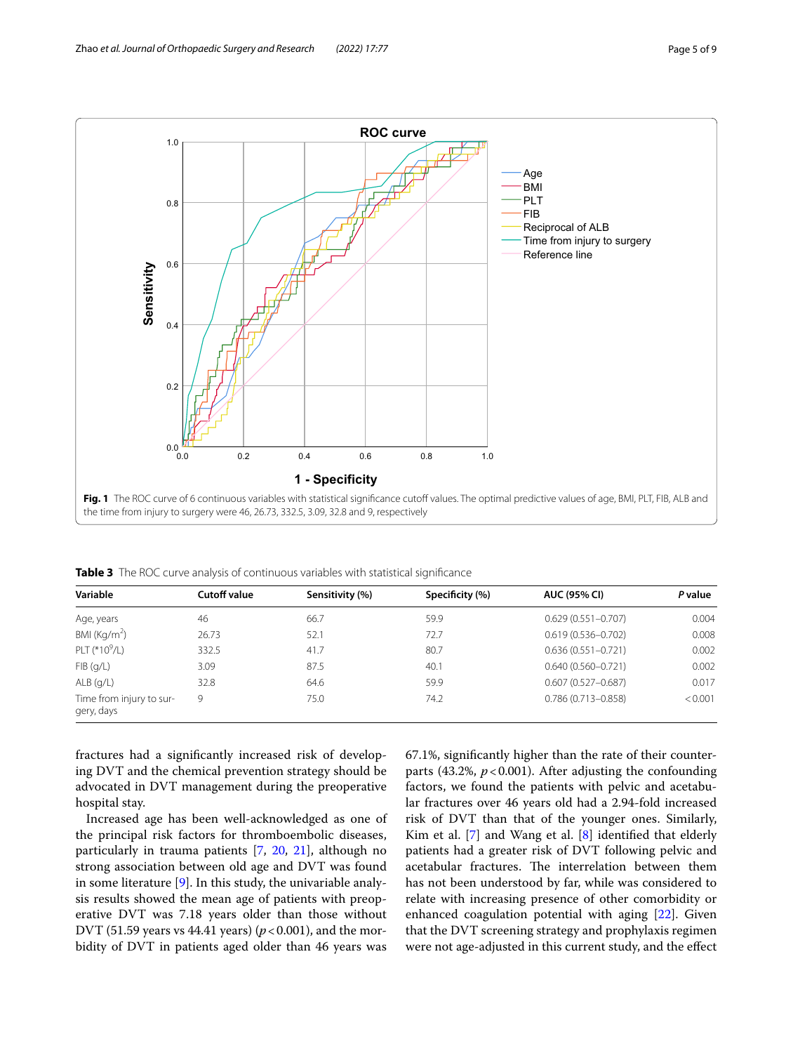**Fig. 1** The ROC curve of 6 continuous variables with statistical significance cutoff values. The optimal predictive values of age, BMI, PLT, FIB, ALB and the time from injury to surgery were 46, 26.73, 332.5, 3.09, 32.8 and 9, respectively

**Table 3** The ROC curve analysis of continuous variables with statistical significance

| Variable | Cutoff value | Sensitivity (%) | Specificity (%) | AUC (95% CI) | *P* value |
|---|---|---|---|---|---|
| Age, years | 46 | 66.7 | 59.9 | 0.629 (0.551–0.707) | 0.004 |
| BMI (Kg/m$^2$) | 26.73 | 52.1 | 72.7 | 0.619 (0.536–0.702) | 0.008 |
| PLT (*10$^9$/L) | 332.5 | 41.7 | 80.7 | 0.636 (0.551–0.721) | 0.002 |
| FIB (g/L) | 3.09 | 87.5 | 40.1 | 0.640 (0.560–0.721) | 0.002 |
| ALB (g/L) | 32.8 | 64.6 | 59.9 | 0.607 (0.527–0.687) | 0.017 |
| Time from injury to surgery, days | 9 | 75.0 | 74.2 | 0.786 (0.713–0.858) | <0.001 |

fractures had a significantly increased risk of developing DVT and the chemical prevention strategy should be advocated in DVT management during the preoperative hospital stay.

Increased age has been well-acknowledged as one of the principal risk factors for thromboembolic diseases, particularly in trauma patients [7, 20, 21], although no strong association between old age and DVT was found in some literature [9]. In this study, the univariable analysis results showed the mean age of patients with preoperative DVT was 7.18 years older than those without DVT (51.59 years vs 44.41 years) ($p < 0.001$), and the morbidity of DVT in patients aged older than 46 years was 67.1%, significantly higher than the rate of their counterparts (43.2%, $p < 0.001$). After adjusting the confounding factors, we found the patients with pelvic and acetabular fractures over 46 years old had a 2.94-fold increased risk of DVT than that of the younger ones. Similarly, Kim et al. [7] and Wang et al. [8] identified that elderly patients had a greater risk of DVT following pelvic and acetabular fractures. The interrelation between them has not been understood by far, while was considered to relate with increasing presence of other comorbidity or enhanced coagulation potential with aging [22]. Given that the DVT screening strategy and prophylaxis regimen were not age-adjusted in this current study, and the effect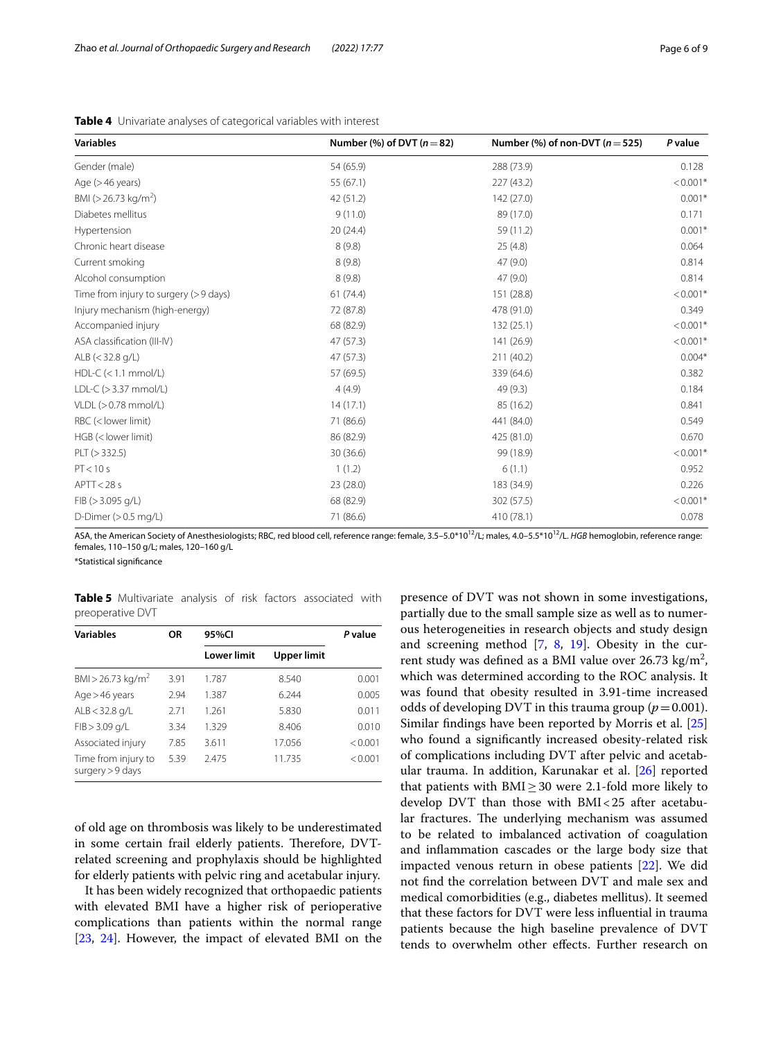**Table 4** Univariate analyses of categorical variables with interest

| Variables | Number (%) of DVT (n = 82) | Number (%) of non-DVT (n = 525) | P value |
|---|---|---|---|
| Gender (male) | 54 (65.9) | 288 (73.9) | 0.128 |
| Age (> 46 years) | 55 (67.1) | 227 (43.2) | < 0.001* |
| BMI (> 26.73 kg/m$^2$) | 42 (51.2) | 142 (27.0) | 0.001* |
| Diabetes mellitus | 9 (11.0) | 89 (17.0) | 0.171 |
| Hypertension | 20 (24.4) | 59 (11.2) | 0.001* |
| Chronic heart disease | 8 (9.8) | 25 (4.8) | 0.064 |
| Current smoking | 8 (9.8) | 47 (9.0) | 0.814 |
| Alcohol consumption | 8 (9.8) | 47 (9.0) | 0.814 |
| Time from injury to surgery (> 9 days) | 61 (74.4) | 151 (28.8) | < 0.001* |
| Injury mechanism (high-energy) | 72 (87.8) | 478 (91.0) | 0.349 |
| Accompanied injury | 68 (82.9) | 132 (25.1) | < 0.001* |
| ASA classification (III-IV) | 47 (57.3) | 141 (26.9) | < 0.001* |
| ALB (< 32.8 g/L) | 47 (57.3) | 211 (40.2) | 0.004* |
| HDL-C (< 1.1 mmol/L) | 57 (69.5) | 339 (64.6) | 0.382 |
| LDL-C (> 3.37 mmol/L) | 4 (4.9) | 49 (9.3) | 0.184 |
| VLDL (> 0.78 mmol/L) | 14 (17.1) | 85 (16.2) | 0.841 |
| RBC (< lower limit) | 71 (86.6) | 441 (84.0) | 0.549 |
| HGB (< lower limit) | 86 (82.9) | 425 (81.0) | 0.670 |
| PLT (> 332.5) | 30 (36.6) | 99 (18.9) | < 0.001* |
| PT < 10 s | 1 (1.2) | 6 (1.1) | 0.952 |
| APTT < 28 s | 23 (28.0) | 183 (34.9) | 0.226 |
| FIB (> 3.095 g/L) | 68 (82.9) | 302 (57.5) | < 0.001* |
| D-Dimer (> 0.5 mg/L) | 71 (86.6) | 410 (78.1) | 0.078 |

ASA, the American Society of Anesthesiologists; RBC, red blood cell, reference range: female, 3.5–5.0*10$^{12}$/L; males, 4.0–5.5*10$^{12}$/L. *HGB* hemoglobin, reference range: females, 110–150 g/L; males, 120–160 g/L

*Statistical significance

**Table 5** Multivariate analysis of risk factors associated with preoperative DVT

| Variables | OR | 95%CI | | P value |
|---|---|---|---|---|
| | | Lower limit | Upper limit | |
| BMI > 26.73 kg/m$^2$ | 3.91 | 1.787 | 8.540 | 0.001 |
| Age > 46 years | 2.94 | 1.387 | 6.244 | 0.005 |
| ALB < 32.8 g/L | 2.71 | 1.261 | 5.830 | 0.011 |
| FIB > 3.09 g/L | 3.34 | 1.329 | 8.406 | 0.010 |
| Associated injury | 7.85 | 3.611 | 17.056 | < 0.001 |
| Time from injury to surgery > 9 days | 5.39 | 2.475 | 11.735 | < 0.001 |

of old age on thrombosis was likely to be underestimated in some certain frail elderly patients. Therefore, DVT-related screening and prophylaxis should be highlighted for elderly patients with pelvic ring and acetabular injury.

It has been widely recognized that orthopaedic patients with elevated BMI have a higher risk of perioperative complications than patients within the normal range [23, 24]. However, the impact of elevated BMI on the presence of DVT was not shown in some investigations, partially due to the small sample size as well as to numerous heterogeneities in research objects and study design and screening method [7, 8, 19]. Obesity in the current study was defined as a BMI value over 26.73 kg/m$^2$, which was determined according to the ROC analysis. It was found that obesity resulted in 3.91-time increased odds of developing DVT in this trauma group ($p = 0.001$). Similar findings have been reported by Morris et al. [25] who found a significantly increased obesity-related risk of complications including DVT after pelvic and acetabular trauma. In addition, Karunakar et al. [26] reported that patients with BMI ≥ 30 were 2.1-fold more likely to develop DVT than those with BMI < 25 after acetabular fractures. The underlying mechanism was assumed to be related to imbalanced activation of coagulation and inflammation cascades or the large body size that impacted venous return in obese patients [22]. We did not find the correlation between DVT and male sex and medical comorbidities (e.g., diabetes mellitus). It seemed that these factors for DVT were less influential in trauma patients because the high baseline prevalence of DVT tends to overwhelm other effects. Further research on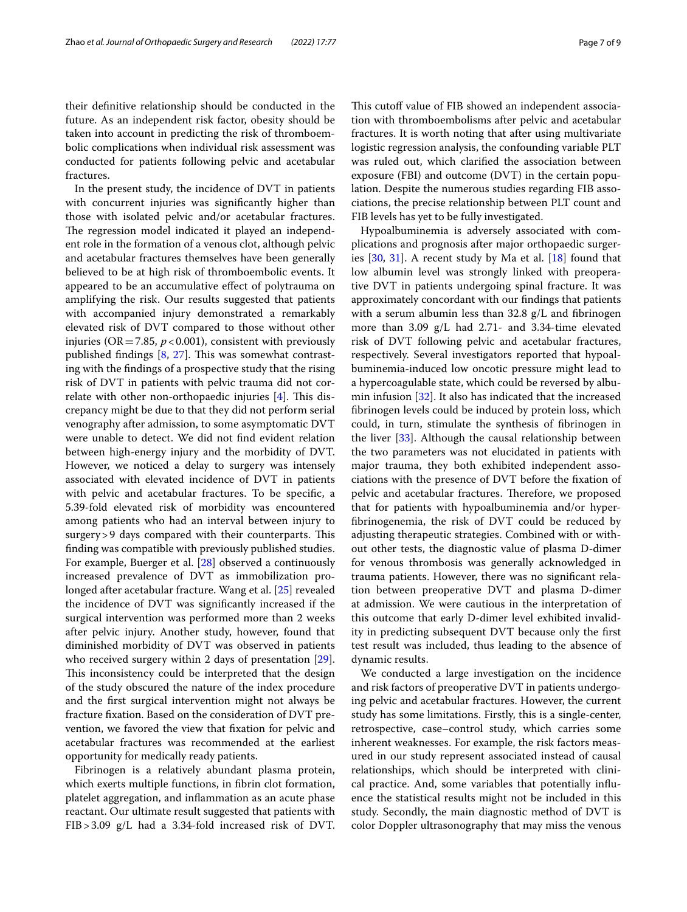their definitive relationship should be conducted in the future. As an independent risk factor, obesity should be taken into account in predicting the risk of thromboembolic complications when individual risk assessment was conducted for patients following pelvic and acetabular fractures.

In the present study, the incidence of DVT in patients with concurrent injuries was significantly higher than those with isolated pelvic and/or acetabular fractures. The regression model indicated it played an independent role in the formation of a venous clot, although pelvic and acetabular fractures themselves have been generally believed to be at high risk of thromboembolic events. It appeared to be an accumulative effect of polytrauma on amplifying the risk. Our results suggested that patients with accompanied injury demonstrated a remarkably elevated risk of DVT compared to those without other injuries (OR = 7.85, $p < 0.001$), consistent with previously published findings [8, 27]. This was somewhat contrasting with the findings of a prospective study that the rising risk of DVT in patients with pelvic trauma did not correlate with other non-orthopaedic injuries [4]. This discrepancy might be due to that they did not perform serial venography after admission, to some asymptomatic DVT were unable to detect. We did not find evident relation between high-energy injury and the morbidity of DVT. However, we noticed a delay to surgery was intensely associated with elevated incidence of DVT in patients with pelvic and acetabular fractures. To be specific, a 5.39-fold elevated risk of morbidity was encountered among patients who had an interval between injury to surgery > 9 days compared with their counterparts. This finding was compatible with previously published studies. For example, Buerger et al. [28] observed a continuously increased prevalence of DVT as immobilization prolonged after acetabular fracture. Wang et al. [25] revealed the incidence of DVT was significantly increased if the surgical intervention was performed more than 2 weeks after pelvic injury. Another study, however, found that diminished morbidity of DVT was observed in patients who received surgery within 2 days of presentation [29]. This inconsistency could be interpreted that the design of the study obscured the nature of the index procedure and the first surgical intervention might not always be fracture fixation. Based on the consideration of DVT prevention, we favored the view that fixation for pelvic and acetabular fractures was recommended at the earliest opportunity for medically ready patients.

Fibrinogen is a relatively abundant plasma protein, which exerts multiple functions, in fibrin clot formation, platelet aggregation, and inflammation as an acute phase reactant. Our ultimate result suggested that patients with FIB > 3.09 g/L had a 3.34-fold increased risk of DVT. This cutoff value of FIB showed an independent association with thromboembolisms after pelvic and acetabular fractures. It is worth noting that after using multivariate logistic regression analysis, the confounding variable PLT was ruled out, which clarified the association between exposure (FBI) and outcome (DVT) in the certain population. Despite the numerous studies regarding FIB associations, the precise relationship between PLT count and FIB levels has yet to be fully investigated.

Hypoalbuminemia is adversely associated with complications and prognosis after major orthopaedic surgeries [30, 31]. A recent study by Ma et al. [18] found that low albumin level was strongly linked with preoperative DVT in patients undergoing spinal fracture. It was approximately concordant with our findings that patients with a serum albumin less than 32.8 g/L and fibrinogen more than 3.09 g/L had 2.71- and 3.34-time elevated risk of DVT following pelvic and acetabular fractures, respectively. Several investigators reported that hypoalbuminemia-induced low oncotic pressure might lead to a hypercoagulable state, which could be reversed by albumin infusion [32]. It also has indicated that the increased fibrinogen levels could be induced by protein loss, which could, in turn, stimulate the synthesis of fibrinogen in the liver [33]. Although the causal relationship between the two parameters was not elucidated in patients with major trauma, they both exhibited independent associations with the presence of DVT before the fixation of pelvic and acetabular fractures. Therefore, we proposed that for patients with hypoalbuminemia and/or hyperfibrinogenemia, the risk of DVT could be reduced by adjusting therapeutic strategies. Combined with or without other tests, the diagnostic value of plasma D-dimer for venous thrombosis was generally acknowledged in trauma patients. However, there was no significant relation between preoperative DVT and plasma D-dimer at admission. We were cautious in the interpretation of this outcome that early D-dimer level exhibited invalidity in predicting subsequent DVT because only the first test result was included, thus leading to the absence of dynamic results.

We conducted a large investigation on the incidence and risk factors of preoperative DVT in patients undergoing pelvic and acetabular fractures. However, the current study has some limitations. Firstly, this is a single-center, retrospective, case–control study, which carries some inherent weaknesses. For example, the risk factors measured in our study represent associated instead of causal relationships, which should be interpreted with clinical practice. And, some variables that potentially influence the statistical results might not be included in this study. Secondly, the main diagnostic method of DVT is color Doppler ultrasonography that may miss the venous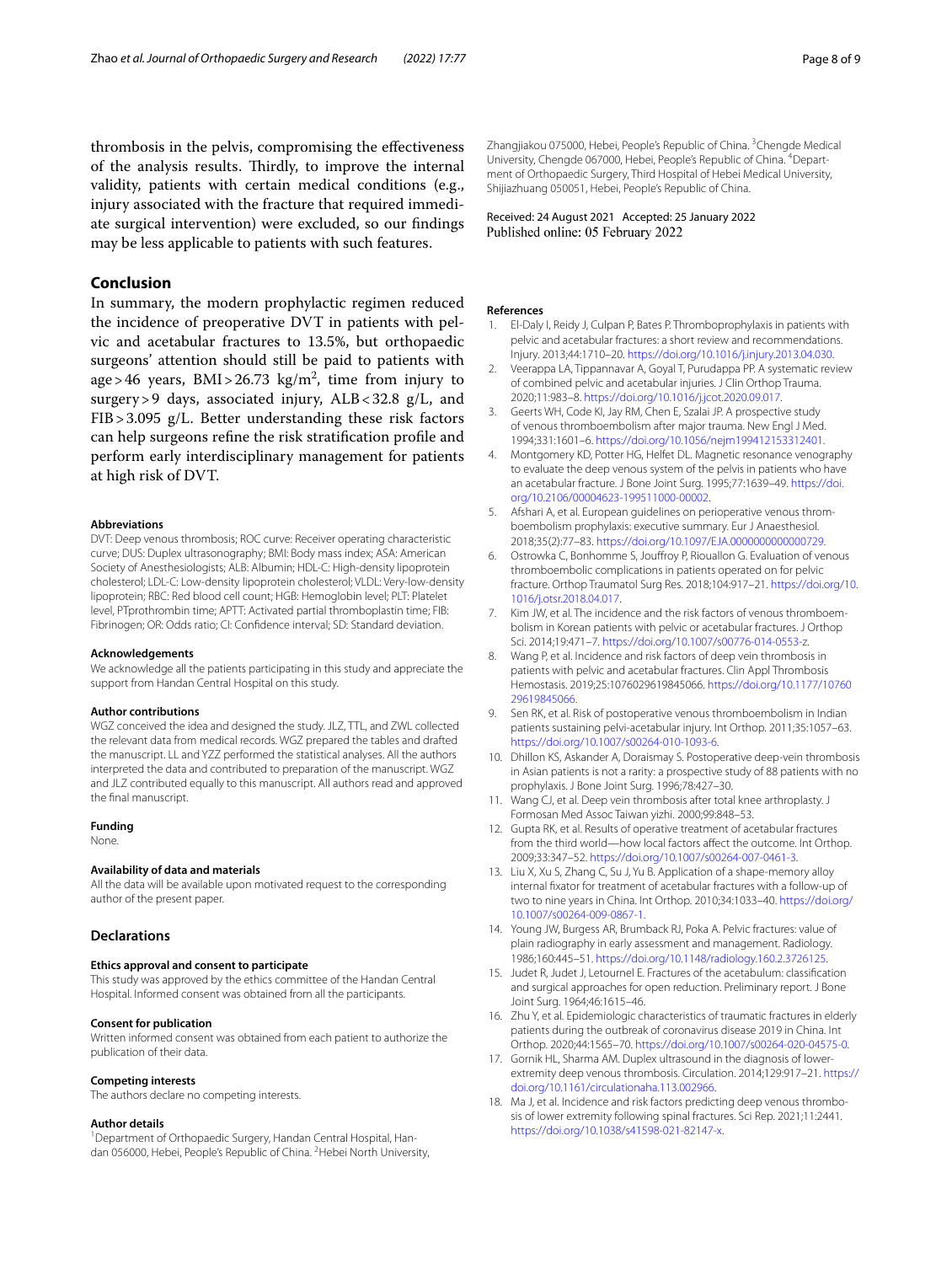thrombosis in the pelvis, compromising the effectiveness of the analysis results. Thirdly, to improve the internal validity, patients with certain medical conditions (e.g., injury associated with the fracture that required immediate surgical intervention) were excluded, so our findings may be less applicable to patients with such features.

## Conclusion

In summary, the modern prophylactic regimen reduced the incidence of preoperative DVT in patients with pelvic and acetabular fractures to 13.5%, but orthopaedic surgeons' attention should still be paid to patients with age > 46 years, BMI > 26.73 kg/m$^2$, time from injury to surgery > 9 days, associated injury, ALB < 32.8 g/L, and FIB > 3.095 g/L. Better understanding these risk factors can help surgeons refine the risk stratification profile and perform early interdisciplinary management for patients at high risk of DVT.

#### Abbreviations

DVT: Deep venous thrombosis; ROC curve: Receiver operating characteristic curve; DUS: Duplex ultrasonography; BMI: Body mass index; ASA: American Society of Anesthesiologists; ALB: Albumin; HDL-C: High-density lipoprotein cholesterol; LDL-C: Low-density lipoprotein cholesterol; VLDL: Very-low-density lipoprotein; RBC: Red blood cell count; HGB: Hemoglobin level; PLT: Platelet level, PTprothrombin time; APTT: Activated partial thromboplastin time; FIB: Fibrinogen; OR: Odds ratio; CI: Confidence interval; SD: Standard deviation.

#### Acknowledgements

We acknowledge all the patients participating in this study and appreciate the support from Handan Central Hospital on this study.

#### Author contributions

WGZ conceived the idea and designed the study. JLZ, TTL, and ZWL collected the relevant data from medical records. WGZ prepared the tables and drafted the manuscript. LL and YZZ performed the statistical analyses. All the authors interpreted the data and contributed to preparation of the manuscript. WGZ and JLZ contributed equally to this manuscript. All authors read and approved the final manuscript.

#### Funding

None.

#### Availability of data and materials

All the data will be available upon motivated request to the corresponding author of the present paper.

### Declarations

#### Ethics approval and consent to participate

This study was approved by the ethics committee of the Handan Central Hospital. Informed consent was obtained from all the participants.

#### Consent for publication

Written informed consent was obtained from each patient to authorize the publication of their data.

#### Competing interests

The authors declare no competing interests.

#### Author details

[1]Department of Orthopaedic Surgery, Handan Central Hospital, Handan 056000, Hebei, People's Republic of China. [2]Hebei North University, Zhangjiakou 075000, Hebei, People's Republic of China. [3]Chengde Medical University, Chengde 067000, Hebei, People's Republic of China. [4]Department of Orthopaedic Surgery, Third Hospital of Hebei Medical University, Shijiazhuang 050051, Hebei, People's Republic of China.

Received: 24 August 2021 Accepted: 25 January 2022
Published online: 05 February 2022

#### References

1. El-Daly I, Reidy J, Culpan P, Bates P. Thromboprophylaxis in patients with pelvic and acetabular fractures: a short review and recommendations. Injury. 2013;44:1710–20. https://doi.org/10.1016/j.injury.2013.04.030.
2. Veerappa LA, Tippannavar A, Goyal T, Purudappa PP. A systematic review of combined pelvic and acetabular injuries. J Clin Orthop Trauma. 2020;11:983–8. https://doi.org/10.1016/j.jcot.2020.09.017.
3. Geerts WH, Code KI, Jay RM, Chen E, Szalai JP. A prospective study of venous thromboembolism after major trauma. New Engl J Med. 1994;331:1601–6. https://doi.org/10.1056/nejm199412153312401.
4. Montgomery KD, Potter HG, Helfet DL. Magnetic resonance venography to evaluate the deep venous system of the pelvis in patients who have an acetabular fracture. J Bone Joint Surg. 1995;77:1639–49. https://doi.org/10.2106/00004623-199511000-00002.
5. Afshari A, et al. European guidelines on perioperative venous thromboembolism prophylaxis: executive summary. Eur J Anaesthesiol. 2018;35(2):77–83. https://doi.org/10.1097/EJA.0000000000000729.
6. Ostrowka C, Bonhomme S, Jouffroy P, Riouallon G. Evaluation of venous thromboembolic complications in patients operated on for pelvic fracture. Orthop Traumatol Surg Res. 2018;104:917–21. https://doi.org/10.1016/j.otsr.2018.04.017.
7. Kim JW, et al. The incidence and the risk factors of venous thromboembolism in Korean patients with pelvic or acetabular fractures. J Orthop Sci. 2014;19:471–7. https://doi.org/10.1007/s00776-014-0553-z.
8. Wang P, et al. Incidence and risk factors of deep vein thrombosis in patients with pelvic and acetabular fractures. Clin Appl Thrombosis Hemostasis. 2019;25:1076029619845066. https://doi.org/10.1177/1076029619845066.
9. Sen RK, et al. Risk of postoperative venous thromboembolism in Indian patients sustaining pelvi-acetabular injury. Int Orthop. 2011;35:1057–63. https://doi.org/10.1007/s00264-010-1093-6.
10. Dhillon KS, Askander A, Doraismay S. Postoperative deep-vein thrombosis in Asian patients is not a rarity: a prospective study of 88 patients with no prophylaxis. J Bone Joint Surg. 1996;78:427–30.
11. Wang CJ, et al. Deep vein thrombosis after total knee arthroplasty. J Formosan Med Assoc Taiwan yizhi. 2000;99:848–53.
12. Gupta RK, et al. Results of operative treatment of acetabular fractures from the third world—how local factors affect the outcome. Int Orthop. 2009;33:347–52. https://doi.org/10.1007/s00264-007-0461-3.
13. Liu X, Xu S, Zhang C, Su J, Yu B. Application of a shape-memory alloy internal fixator for treatment of acetabular fractures with a follow-up of two to nine years in China. Int Orthop. 2010;34:1033–40. https://doi.org/10.1007/s00264-009-0867-1.
14. Young JW, Burgess AR, Brumback RJ, Poka A. Pelvic fractures: value of plain radiography in early assessment and management. Radiology. 1986;160:445–51. https://doi.org/10.1148/radiology.160.2.3726125.
15. Judet R, Judet J, Letournel E. Fractures of the acetabulum: classification and surgical approaches for open reduction. Preliminary report. J Bone Joint Surg. 1964;46:1615–46.
16. Zhu Y, et al. Epidemiologic characteristics of traumatic fractures in elderly patients during the outbreak of coronavirus disease 2019 in China. Int Orthop. 2020;44:1565–70. https://doi.org/10.1007/s00264-020-04575-0.
17. Gornik HL, Sharma AM. Duplex ultrasound in the diagnosis of lower-extremity deep venous thrombosis. Circulation. 2014;129:917–21. https://doi.org/10.1161/circulationaha.113.002966.
18. Ma J, et al. Incidence and risk factors predicting deep venous thrombosis of lower extremity following spinal fractures. Sci Rep. 2021;11:2441. https://doi.org/10.1038/s41598-021-82147-x.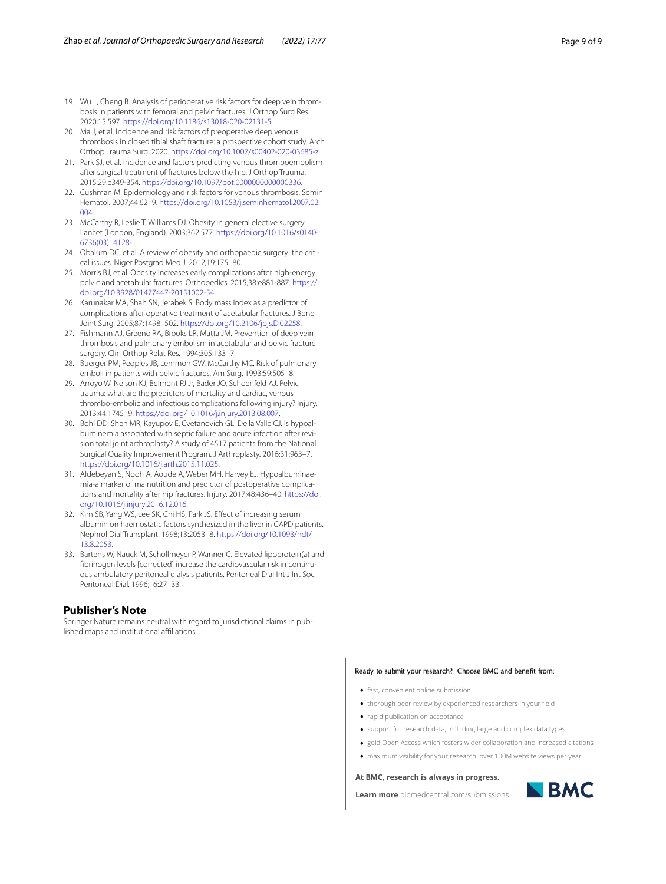19. Wu L, Cheng B. Analysis of perioperative risk factors for deep vein thrombosis in patients with femoral and pelvic fractures. J Orthop Surg Res. 2020;15:597. https://doi.org/10.1186/s13018-020-02131-5.
20. Ma J, et al. Incidence and risk factors of preoperative deep venous thrombosis in closed tibial shaft fracture: a prospective cohort study. Arch Orthop Trauma Surg. 2020. https://doi.org/10.1007/s00402-020-03685-z.
21. Park SJ, et al. Incidence and factors predicting venous thromboembolism after surgical treatment of fractures below the hip. J Orthop Trauma. 2015;29:e349-354. https://doi.org/10.1097/bot.0000000000000336.
22. Cushman M. Epidemiology and risk factors for venous thrombosis. Semin Hematol. 2007;44:62–9. https://doi.org/10.1053/j.seminhematol.2007.02.004.
23. McCarthy R, Leslie T, Williams DJ. Obesity in general elective surgery. Lancet (London, England). 2003;362:577. https://doi.org/10.1016/s0140-6736(03)14128-1.
24. Obalum DC, et al. A review of obesity and orthopaedic surgery: the critical issues. Niger Postgrad Med J. 2012;19:175–80.
25. Morris BJ, et al. Obesity increases early complications after high-energy pelvic and acetabular fractures. Orthopedics. 2015;38:e881-887. https://doi.org/10.3928/01477447-20151002-54.
26. Karunakar MA, Shah SN, Jerabek S. Body mass index as a predictor of complications after operative treatment of acetabular fractures. J Bone Joint Surg. 2005;87:1498–502. https://doi.org/10.2106/jbjs.D.02258.
27. Fishmann AJ, Greeno RA, Brooks LR, Matta JM. Prevention of deep vein thrombosis and pulmonary embolism in acetabular and pelvic fracture surgery. Clin Orthop Relat Res. 1994;305:133–7.
28. Buerger PM, Peoples JB, Lemmon GW, McCarthy MC. Risk of pulmonary emboli in patients with pelvic fractures. Am Surg. 1993;59:505–8.
29. Arroyo W, Nelson KJ, Belmont PJ Jr, Bader JO, Schoenfeld AJ. Pelvic trauma: what are the predictors of mortality and cardiac, venous thrombo-embolic and infectious complications following injury? Injury. 2013;44:1745–9. https://doi.org/10.1016/j.injury.2013.08.007.
30. Bohl DD, Shen MR, Kayupov E, Cvetanovich GL, Della Valle CJ. Is hypoalbuminemia associated with septic failure and acute infection after revision total joint arthroplasty? A study of 4517 patients from the National Surgical Quality Improvement Program. J Arthroplasty. 2016;31:963–7. https://doi.org/10.1016/j.arth.2015.11.025.
31. Aldebeyan S, Nooh A, Aoude A, Weber MH, Harvey EJ. Hypoalbuminaemia-a marker of malnutrition and predictor of postoperative complications and mortality after hip fractures. Injury. 2017;48:436–40. https://doi.org/10.1016/j.injury.2016.12.016.
32. Kim SB, Yang WS, Lee SK, Chi HS, Park JS. Effect of increasing serum albumin on haemostatic factors synthesized in the liver in CAPD patients. Nephrol Dial Transplant. 1998;13:2053–8. https://doi.org/10.1093/ndt/13.8.2053.
33. Bartens W, Nauck M, Schollmeyer P, Wanner C. Elevated lipoprotein(a) and fibrinogen levels [corrected] increase the cardiovascular risk in continuous ambulatory peritoneal dialysis patients. Peritoneal Dial Int J Int Soc Peritoneal Dial. 1996;16:27–33.

## Publisher's Note

Springer Nature remains neutral with regard to jurisdictional claims in published maps and institutional affiliations.

Ready to submit your research? Choose BMC and benefit from:

- fast, convenient online submission
- thorough peer review by experienced researchers in your field
- rapid publication on acceptance
- support for research data, including large and complex data types
- gold Open Access which fosters wider collaboration and increased citations
- maximum visibility for your research: over 100M website views per year

**At BMC, research is always in progress.**

**Learn more** biomedcentral.com/submissions

BMC